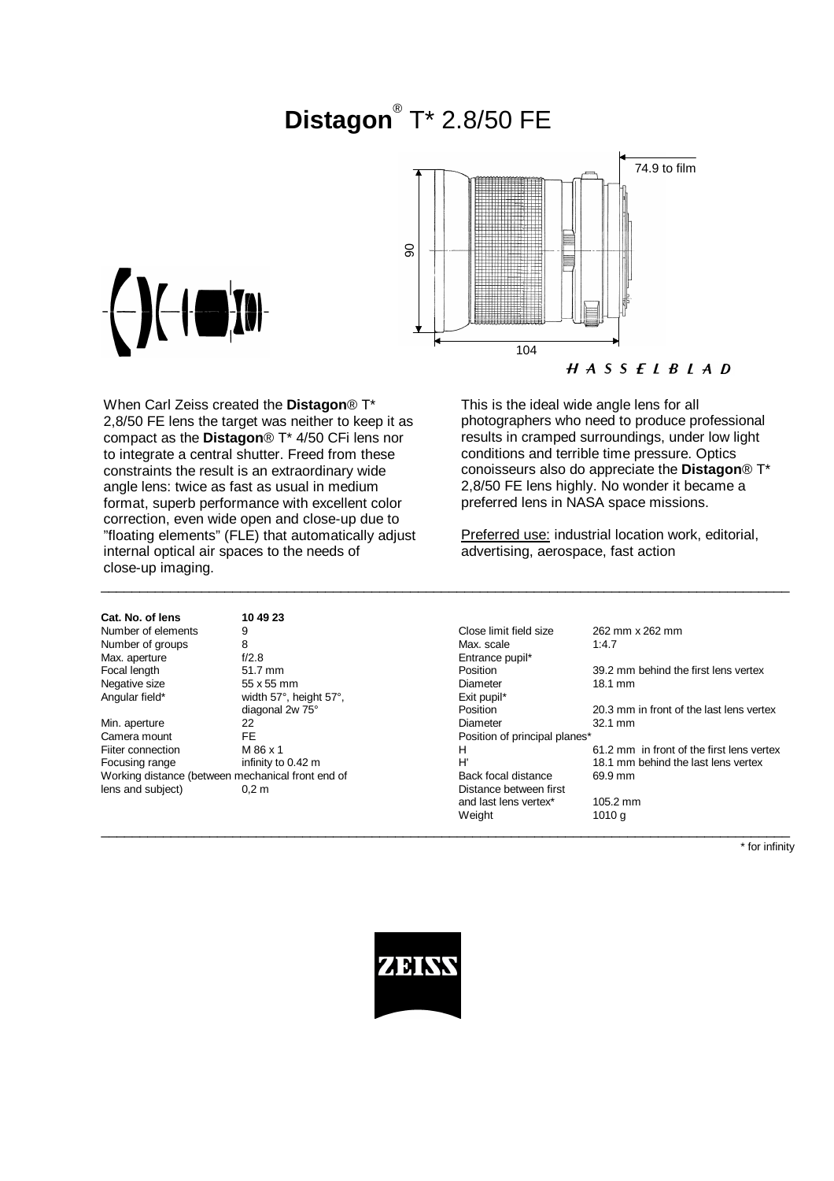# **Distagon**® T* 2.8/50 FE

When Carl Zeiss created the **Distagon**® T* 2,8/50 FE lens the target was neither to keep it as compact as the **Distagon**® T* 4/50 CFi lens nor to integrate a central shutter. Freed from these constraints the result is an extraordinary wide angle lens: twice as fast as usual in medium format, superb performance with excellent color correction, even wide open and close-up due to "floating elements" (FLE) that automatically adjust internal optical air spaces to the needs of close-up imaging.

This is the ideal wide angle lens for all photographers who need to produce professional results in cramped surroundings, under low light conditions and terrible time pressure. Optics conoisseurs also do appreciate the **Distagon**® T* 2,8/50 FE lens highly. No wonder it became a preferred lens in NASA space missions.

Preferred use: industrial location work, editorial, advertising, aerospace, fast action

| **Cat. No. of lens** | **10 49 23** |
|---|---|
| Number of elements | 9 |
| Number of groups | 8 |
| Max. aperture | f/2.8 |
| Focal length | 51.7 mm |
| Negative size | 55 x 55 mm |
| Angular field* | width 57°, height 57°, diagonal 2w 75° |
| Min. aperture | 22 |
| Camera mount | FE |
| Fiiter connection | M 86 x 1 |
| Focusing range | infinity to 0.42 m |
| Working distance (between mechanical front end of lens and subject) | 0,2 m |

| | |
|---|---|
| Close limit field size | 262 mm x 262 mm |
| Max. scale | 1:4.7 |
| Entrance pupil* | |
| Position | 39.2 mm behind the first lens vertex |
| Diameter | 18.1 mm |
| Exit pupil* | |
| Position | 20.3 mm in front of the last lens vertex |
| Diameter | 32.1 mm |
| Position of principal planes* | |
| H | 61.2 mm in front of the first lens vertex |
| H' | 18.1 mm behind the last lens vertex |
| Back focal distance | 69.9 mm |
| Distance between first and last lens vertex* | 105.2 mm |
| Weight | 1010 g |

\* for infinity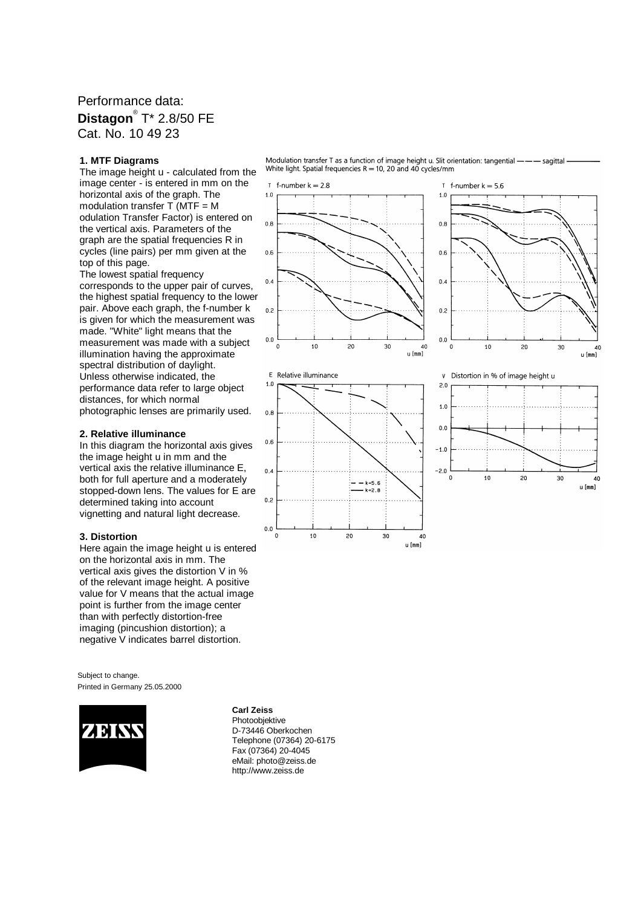Performance data:
**Distagon® T* 2.8/50 FE**
Cat. No. 10 49 23

### 1. MTF Diagrams

The image height u - calculated from the image center - is entered in mm on the horizontal axis of the graph. The modulation transfer T (MTF = Modulation Transfer Factor) is entered on the vertical axis. Parameters of the graph are the spatial frequencies R in cycles (line pairs) per mm given at the top of this page.
The lowest spatial frequency corresponds to the upper pair of curves, the highest spatial frequency to the lower pair. Above each graph, the f-number k is given for which the measurement was made. "White" light means that the measurement was made with a subject illumination having the approximate spectral distribution of daylight.
Unless otherwise indicated, the performance data refer to large object distances, for which normal photographic lenses are primarily used.

### 2. Relative illuminance

In this diagram the horizontal axis gives the image height u in mm and the vertical axis the relative illuminance E, both for full aperture and a moderately stopped-down lens. The values for E are determined taking into account vignetting and natural light decrease.

### 3. Distortion

Here again the image height u is entered on the horizontal axis in mm. The vertical axis gives the distortion V in % of the relevant image height. A positive value for V means that the actual image point is further from the image center than with perfectly distortion-free imaging (pincushion distortion); a negative V indicates barrel distortion.

Modulation transfer T as a function of image height u. Slit orientation: tangential — — — sagittal ———
White light. Spatial frequencies R = 10, 20 and 40 cycles/mm

T f-number k = 2.8
1.0
0.8
0.6
0.4
0.2
0.0
0 10 20 30 40
u [mm]

T f-number k = 5.6
1.0
0.8
0.6
0.4
0.2
0.0
0 10 20 30 40
u [mm]

E Relative illuminance
1.0
0.8
0.6
0.4
0.2
0.0
0 10 20 30 40
u [mm]
k=5.6
k=2.8

V Distortion in % of image height u
2.0
1.0
0.0
−1.0
−2.0
0 10 20 30 40
u [mm]

Subject to change.
Printed in Germany 25.05.2000

ZEISS

**Carl Zeiss**
Photoobjektive
D-73446 Oberkochen
Telephone (07364) 20-6175
Fax (07364) 20-4045
eMail: photo@zeiss.de
http://www.zeiss.de